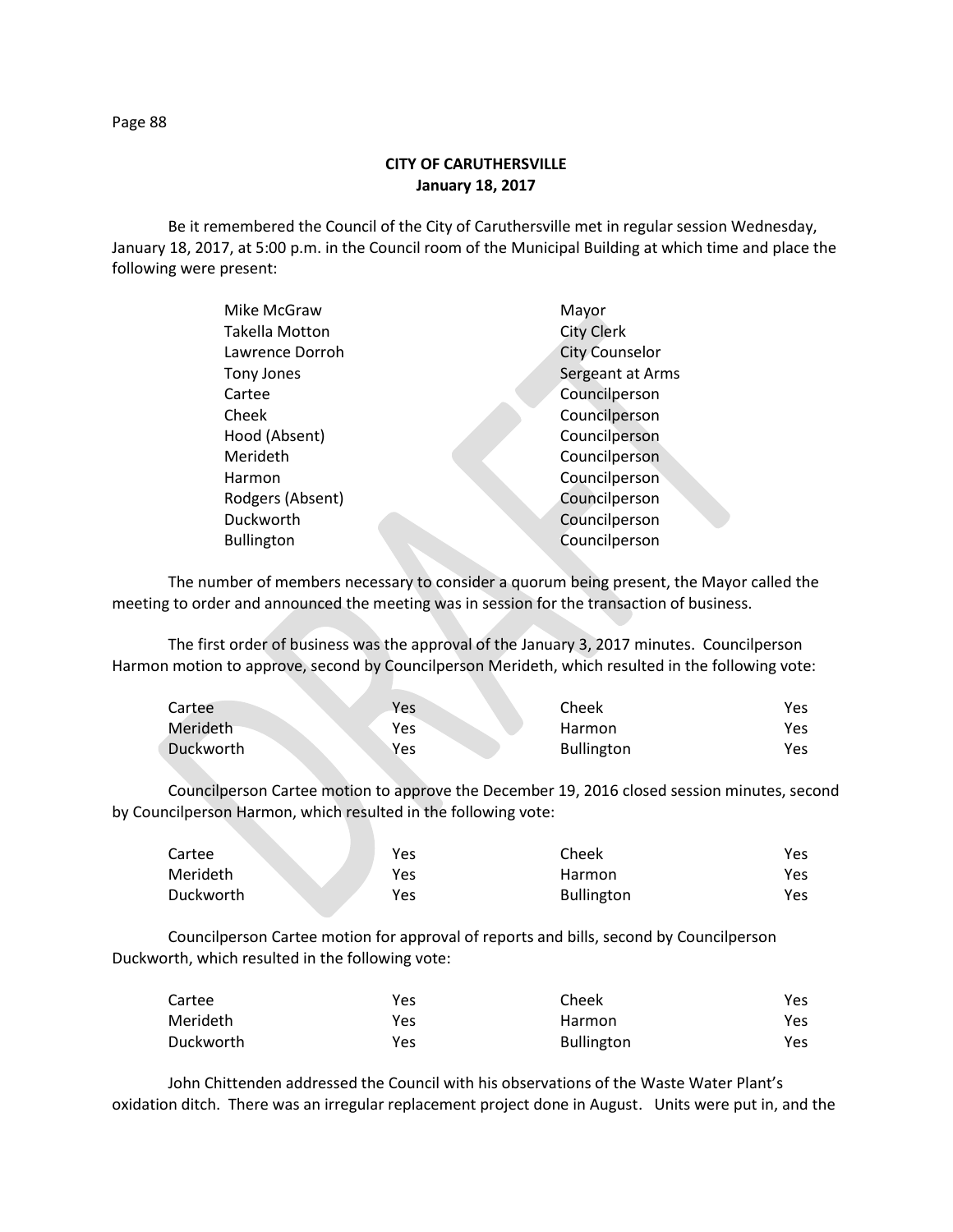**CITY OF CARUTHERSVILLE**
**January 18, 2017**

Be it remembered the Council of the City of Caruthersville met in regular session Wednesday, January 18, 2017, at 5:00 p.m. in the Council room of the Municipal Building at which time and place the following were present:

| | |
|---|---|
| Mike McGraw | Mayor |
| Takella Motton | City Clerk |
| Lawrence Dorroh | City Counselor |
| Tony Jones | Sergeant at Arms |
| Cartee | Councilperson |
| Cheek | Councilperson |
| Hood (Absent) | Councilperson |
| Merideth | Councilperson |
| Harmon | Councilperson |
| Rodgers (Absent) | Councilperson |
| Duckworth | Councilperson |
| Bullington | Councilperson |

The number of members necessary to consider a quorum being present, the Mayor called the meeting to order and announced the meeting was in session for the transaction of business.

The first order of business was the approval of the January 3, 2017 minutes. Councilperson Harmon motion to approve, second by Councilperson Merideth, which resulted in the following vote:

| | | | |
|---|---|---|---|
| Cartee | Yes | Cheek | Yes |
| Merideth | Yes | Harmon | Yes |
| Duckworth | Yes | Bullington | Yes |

Councilperson Cartee motion to approve the December 19, 2016 closed session minutes, second by Councilperson Harmon, which resulted in the following vote:

| | | | |
|---|---|---|---|
| Cartee | Yes | Cheek | Yes |
| Merideth | Yes | Harmon | Yes |
| Duckworth | Yes | Bullington | Yes |

Councilperson Cartee motion for approval of reports and bills, second by Councilperson Duckworth, which resulted in the following vote:

| | | | |
|---|---|---|---|
| Cartee | Yes | Cheek | Yes |
| Merideth | Yes | Harmon | Yes |
| Duckworth | Yes | Bullington | Yes |

John Chittenden addressed the Council with his observations of the Waste Water Plant's oxidation ditch. There was an irregular replacement project done in August. Units were put in, and the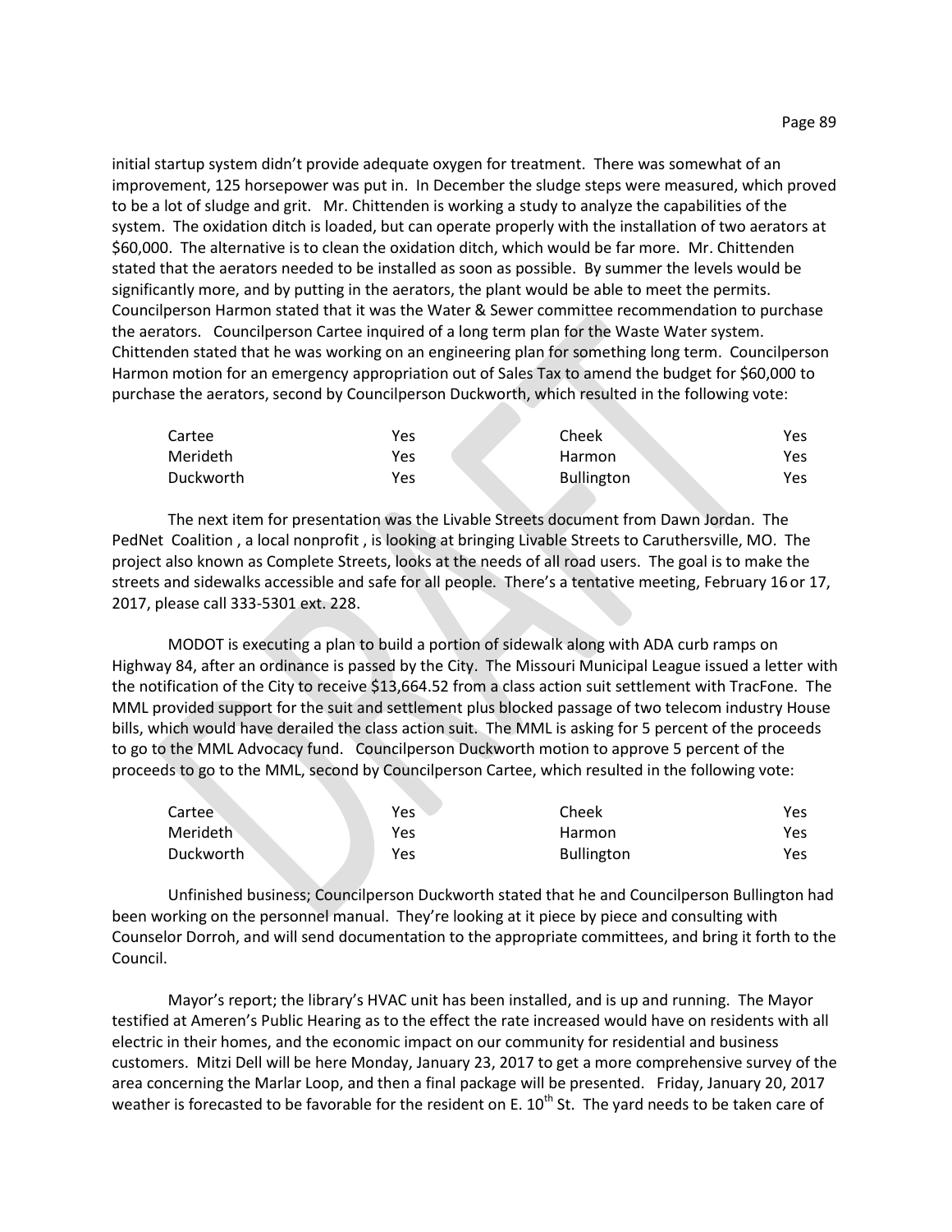initial startup system didn't provide adequate oxygen for treatment. There was somewhat of an improvement, 125 horsepower was put in. In December the sludge steps were measured, which proved to be a lot of sludge and grit. Mr. Chittenden is working a study to analyze the capabilities of the system. The oxidation ditch is loaded, but can operate properly with the installation of two aerators at $60,000. The alternative is to clean the oxidation ditch, which would be far more. Mr. Chittenden stated that the aerators needed to be installed as soon as possible. By summer the levels would be significantly more, and by putting in the aerators, the plant would be able to meet the permits. Councilperson Harmon stated that it was the Water & Sewer committee recommendation to purchase the aerators. Councilperson Cartee inquired of a long term plan for the Waste Water system. Chittenden stated that he was working on an engineering plan for something long term. Councilperson Harmon motion for an emergency appropriation out of Sales Tax to amend the budget for $60,000 to purchase the aerators, second by Councilperson Duckworth, which resulted in the following vote:

| | | | |
|---|---|---|---|
| Cartee | Yes | Cheek | Yes |
| Merideth | Yes | Harmon | Yes |
| Duckworth | Yes | Bullington | Yes |

The next item for presentation was the Livable Streets document from Dawn Jordan. The PedNet Coalition , a local nonprofit , is looking at bringing Livable Streets to Caruthersville, MO. The project also known as Complete Streets, looks at the needs of all road users. The goal is to make the streets and sidewalks accessible and safe for all people. There's a tentative meeting, February 16 or 17, 2017, please call 333-5301 ext. 228.

MODOT is executing a plan to build a portion of sidewalk along with ADA curb ramps on Highway 84, after an ordinance is passed by the City. The Missouri Municipal League issued a letter with the notification of the City to receive $13,664.52 from a class action suit settlement with TracFone. The MML provided support for the suit and settlement plus blocked passage of two telecom industry House bills, which would have derailed the class action suit. The MML is asking for 5 percent of the proceeds to go to the MML Advocacy fund. Councilperson Duckworth motion to approve 5 percent of the proceeds to go to the MML, second by Councilperson Cartee, which resulted in the following vote:

| | | | |
|---|---|---|---|
| Cartee | Yes | Cheek | Yes |
| Merideth | Yes | Harmon | Yes |
| Duckworth | Yes | Bullington | Yes |

Unfinished business; Councilperson Duckworth stated that he and Councilperson Bullington had been working on the personnel manual. They're looking at it piece by piece and consulting with Counselor Dorroh, and will send documentation to the appropriate committees, and bring it forth to the Council.

Mayor's report; the library's HVAC unit has been installed, and is up and running. The Mayor testified at Ameren's Public Hearing as to the effect the rate increased would have on residents with all electric in their homes, and the economic impact on our community for residential and business customers. Mitzi Dell will be here Monday, January 23, 2017 to get a more comprehensive survey of the area concerning the Marlar Loop, and then a final package will be presented. Friday, January 20, 2017 weather is forecasted to be favorable for the resident on E. 10th St. The yard needs to be taken care of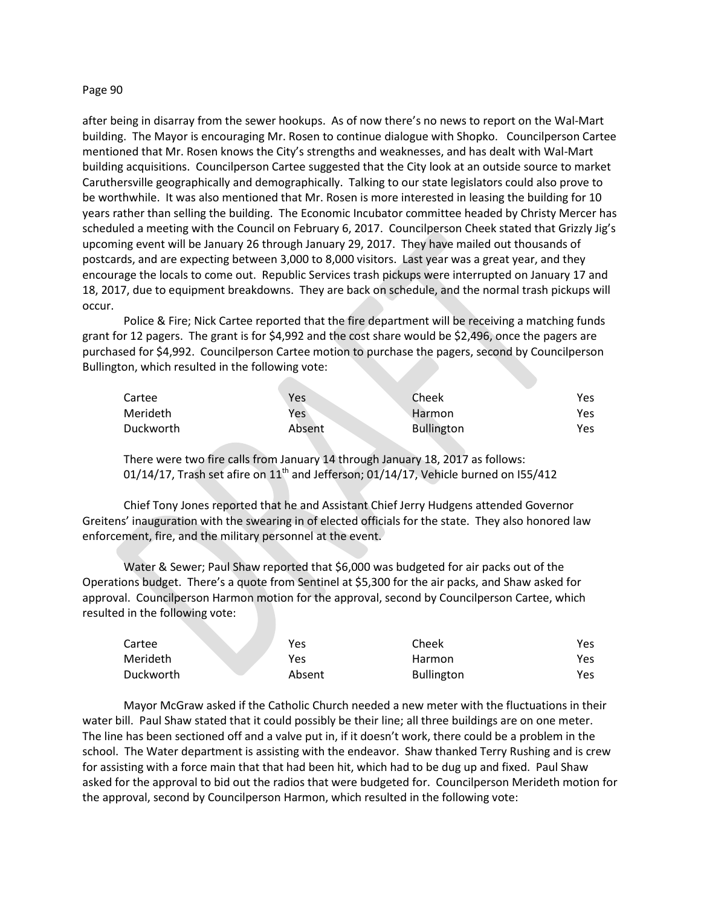after being in disarray from the sewer hookups. As of now there's no news to report on the Wal-Mart building. The Mayor is encouraging Mr. Rosen to continue dialogue with Shopko. Councilperson Cartee mentioned that Mr. Rosen knows the City's strengths and weaknesses, and has dealt with Wal-Mart building acquisitions. Councilperson Cartee suggested that the City look at an outside source to market Caruthersville geographically and demographically. Talking to our state legislators could also prove to be worthwhile. It was also mentioned that Mr. Rosen is more interested in leasing the building for 10 years rather than selling the building. The Economic Incubator committee headed by Christy Mercer has scheduled a meeting with the Council on February 6, 2017. Councilperson Cheek stated that Grizzly Jig's upcoming event will be January 26 through January 29, 2017. They have mailed out thousands of postcards, and are expecting between 3,000 to 8,000 visitors. Last year was a great year, and they encourage the locals to come out. Republic Services trash pickups were interrupted on January 17 and 18, 2017, due to equipment breakdowns. They are back on schedule, and the normal trash pickups will occur.

Police & Fire; Nick Cartee reported that the fire department will be receiving a matching funds grant for 12 pagers. The grant is for $4,992 and the cost share would be $2,496, once the pagers are purchased for $4,992. Councilperson Cartee motion to purchase the pagers, second by Councilperson Bullington, which resulted in the following vote:

| | | | |
|---|---|---|---|
| Cartee | Yes | Cheek | Yes |
| Merideth | Yes | Harmon | Yes |
| Duckworth | Absent | Bullington | Yes |

There were two fire calls from January 14 through January 18, 2017 as follows:
01/14/17, Trash set afire on 11th and Jefferson; 01/14/17, Vehicle burned on I55/412

Chief Tony Jones reported that he and Assistant Chief Jerry Hudgens attended Governor Greitens' inauguration with the swearing in of elected officials for the state. They also honored law enforcement, fire, and the military personnel at the event.

Water & Sewer; Paul Shaw reported that $6,000 was budgeted for air packs out of the Operations budget. There's a quote from Sentinel at $5,300 for the air packs, and Shaw asked for approval. Councilperson Harmon motion for the approval, second by Councilperson Cartee, which resulted in the following vote:

| | | | |
|---|---|---|---|
| Cartee | Yes | Cheek | Yes |
| Merideth | Yes | Harmon | Yes |
| Duckworth | Absent | Bullington | Yes |

Mayor McGraw asked if the Catholic Church needed a new meter with the fluctuations in their water bill. Paul Shaw stated that it could possibly be their line; all three buildings are on one meter. The line has been sectioned off and a valve put in, if it doesn't work, there could be a problem in the school. The Water department is assisting with the endeavor. Shaw thanked Terry Rushing and is crew for assisting with a force main that that had been hit, which had to be dug up and fixed. Paul Shaw asked for the approval to bid out the radios that were budgeted for. Councilperson Merideth motion for the approval, second by Councilperson Harmon, which resulted in the following vote: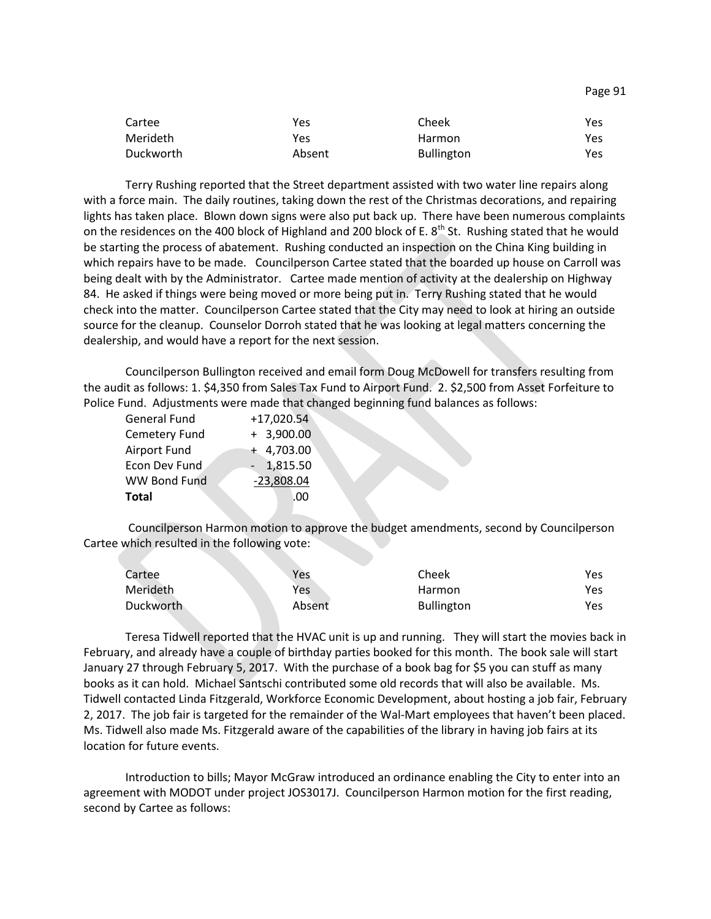| | | | |
|---|---|---|---|
| Cartee | Yes | Cheek | Yes |
| Merideth | Yes | Harmon | Yes |
| Duckworth | Absent | Bullington | Yes |

Terry Rushing reported that the Street department assisted with two water line repairs along with a force main. The daily routines, taking down the rest of the Christmas decorations, and repairing lights has taken place. Blown down signs were also put back up. There have been numerous complaints on the residences on the 400 block of Highland and 200 block of E. 8th St. Rushing stated that he would be starting the process of abatement. Rushing conducted an inspection on the China King building in which repairs have to be made. Councilperson Cartee stated that the boarded up house on Carroll was being dealt with by the Administrator. Cartee made mention of activity at the dealership on Highway 84. He asked if things were being moved or more being put in. Terry Rushing stated that he would check into the matter. Councilperson Cartee stated that the City may need to look at hiring an outside source for the cleanup. Counselor Dorroh stated that he was looking at legal matters concerning the dealership, and would have a report for the next session.

Councilperson Bullington received and email form Doug McDowell for transfers resulting from the audit as follows: 1. $4,350 from Sales Tax Fund to Airport Fund. 2. $2,500 from Asset Forfeiture to Police Fund. Adjustments were made that changed beginning fund balances as follows:

| | |
|---|---|
| General Fund | +17,020.54 |
| Cemetery Fund | + 3,900.00 |
| Airport Fund | + 4,703.00 |
| Econ Dev Fund | - 1,815.50 |
| WW Bond Fund | -23,808.04 |
| **Total** | .00 |

Councilperson Harmon motion to approve the budget amendments, second by Councilperson Cartee which resulted in the following vote:

| | | | |
|---|---|---|---|
| Cartee | Yes | Cheek | Yes |
| Merideth | Yes | Harmon | Yes |
| Duckworth | Absent | Bullington | Yes |

Teresa Tidwell reported that the HVAC unit is up and running. They will start the movies back in February, and already have a couple of birthday parties booked for this month. The book sale will start January 27 through February 5, 2017. With the purchase of a book bag for $5 you can stuff as many books as it can hold. Michael Santschi contributed some old records that will also be available. Ms. Tidwell contacted Linda Fitzgerald, Workforce Economic Development, about hosting a job fair, February 2, 2017. The job fair is targeted for the remainder of the Wal-Mart employees that haven't been placed. Ms. Tidwell also made Ms. Fitzgerald aware of the capabilities of the library in having job fairs at its location for future events.

Introduction to bills; Mayor McGraw introduced an ordinance enabling the City to enter into an agreement with MODOT under project JOS3017J. Councilperson Harmon motion for the first reading, second by Cartee as follows: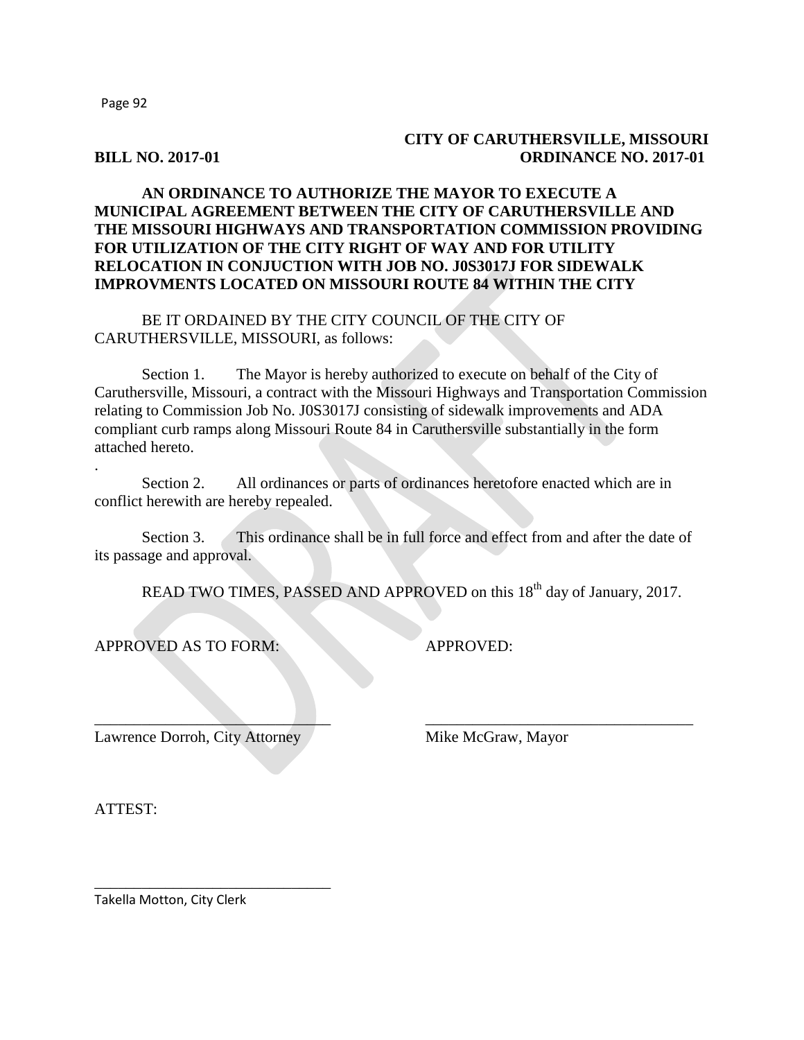**CITY OF CARUTHERSVILLE, MISSOURI**

**BILL NO. 2017-01** **ORDINANCE NO. 2017-01**

**AN ORDINANCE TO AUTHORIZE THE MAYOR TO EXECUTE A MUNICIPAL AGREEMENT BETWEEN THE CITY OF CARUTHERSVILLE AND THE MISSOURI HIGHWAYS AND TRANSPORTATION COMMISSION PROVIDING FOR UTILIZATION OF THE CITY RIGHT OF WAY AND FOR UTILITY RELOCATION IN CONJUCTION WITH JOB NO. J0S3017J FOR SIDEWALK IMPROVMENTS LOCATED ON MISSOURI ROUTE 84 WITHIN THE CITY**

BE IT ORDAINED BY THE CITY COUNCIL OF THE CITY OF CARUTHERSVILLE, MISSOURI, as follows:

Section 1. The Mayor is hereby authorized to execute on behalf of the City of Caruthersville, Missouri, a contract with the Missouri Highways and Transportation Commission relating to Commission Job No. J0S3017J consisting of sidewalk improvements and ADA compliant curb ramps along Missouri Route 84 in Caruthersville substantially in the form attached hereto.
.

Section 2. All ordinances or parts of ordinances heretofore enacted which are in conflict herewith are hereby repealed.

Section 3. This ordinance shall be in full force and effect from and after the date of its passage and approval.

READ TWO TIMES, PASSED AND APPROVED on this 18th day of January, 2017.

APPROVED AS TO FORM: APPROVED:

______________________________ ______________________________

Lawrence Dorroh, City Attorney Mike McGraw, Mayor

ATTEST:

______________________________

Takella Motton, City Clerk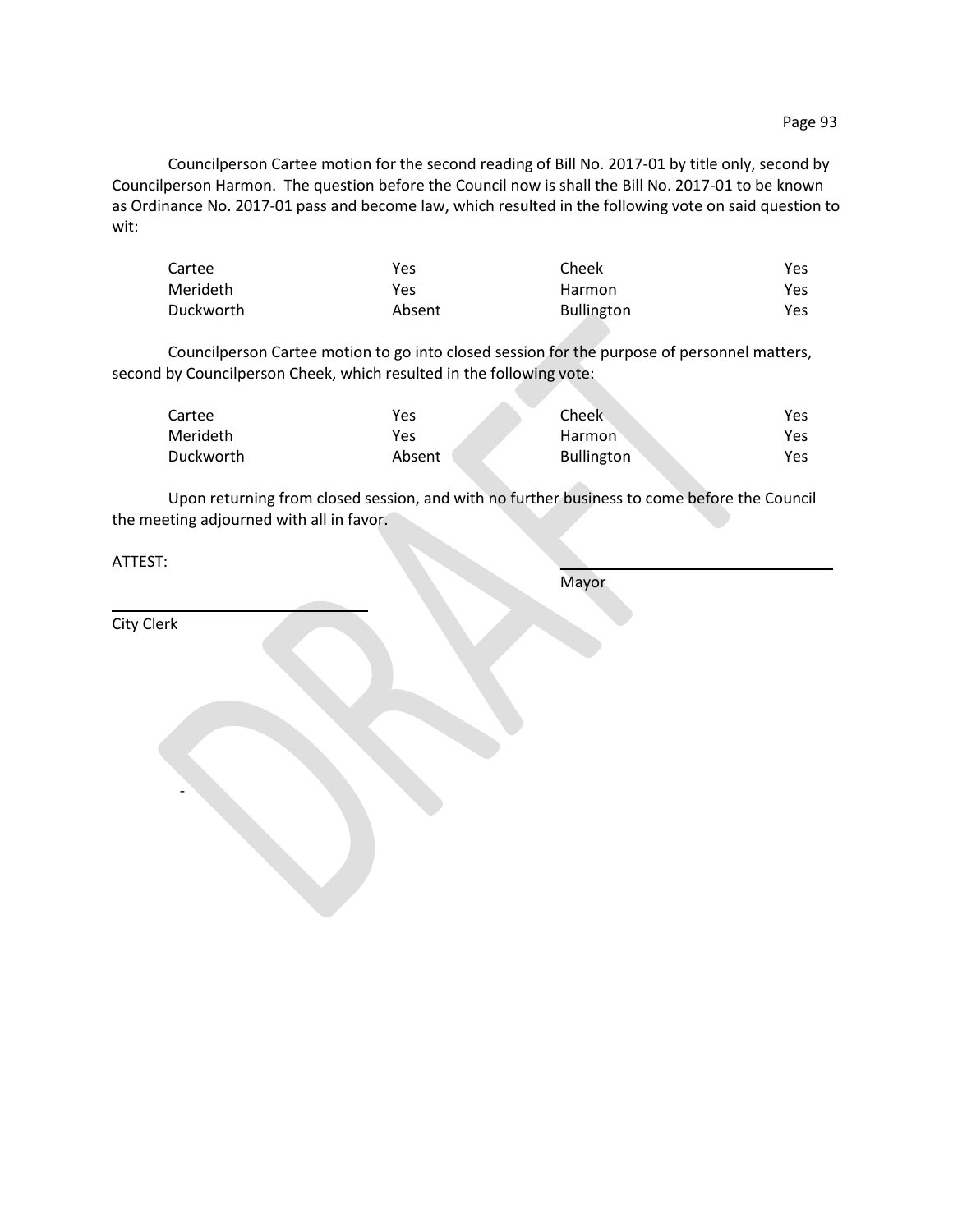Councilperson Cartee motion for the second reading of Bill No. 2017-01 by title only, second by Councilperson Harmon. The question before the Council now is shall the Bill No. 2017-01 to be known as Ordinance No. 2017-01 pass and become law, which resulted in the following vote on said question to wit:

| | | | |
|---|---|---|---|
| Cartee | Yes | Cheek | Yes |
| Merideth | Yes | Harmon | Yes |
| Duckworth | Absent | Bullington | Yes |

Councilperson Cartee motion to go into closed session for the purpose of personnel matters, second by Councilperson Cheek, which resulted in the following vote:

| | | | |
|---|---|---|---|
| Cartee | Yes | Cheek | Yes |
| Merideth | Yes | Harmon | Yes |
| Duckworth | Absent | Bullington | Yes |

Upon returning from closed session, and with no further business to come before the Council the meeting adjourned with all in favor.

ATTEST:

\_\_\_\_\_\_\_\_\_\_\_\_\_\_\_\_\_\_\_\_\_\_\_\_\_\_\_\_\_\_
Mayor

\_\_\_\_\_\_\_\_\_\_\_\_\_\_\_\_\_\_\_\_\_\_\_\_\_\_\_\_\_\_
City Clerk

DRAFT

-